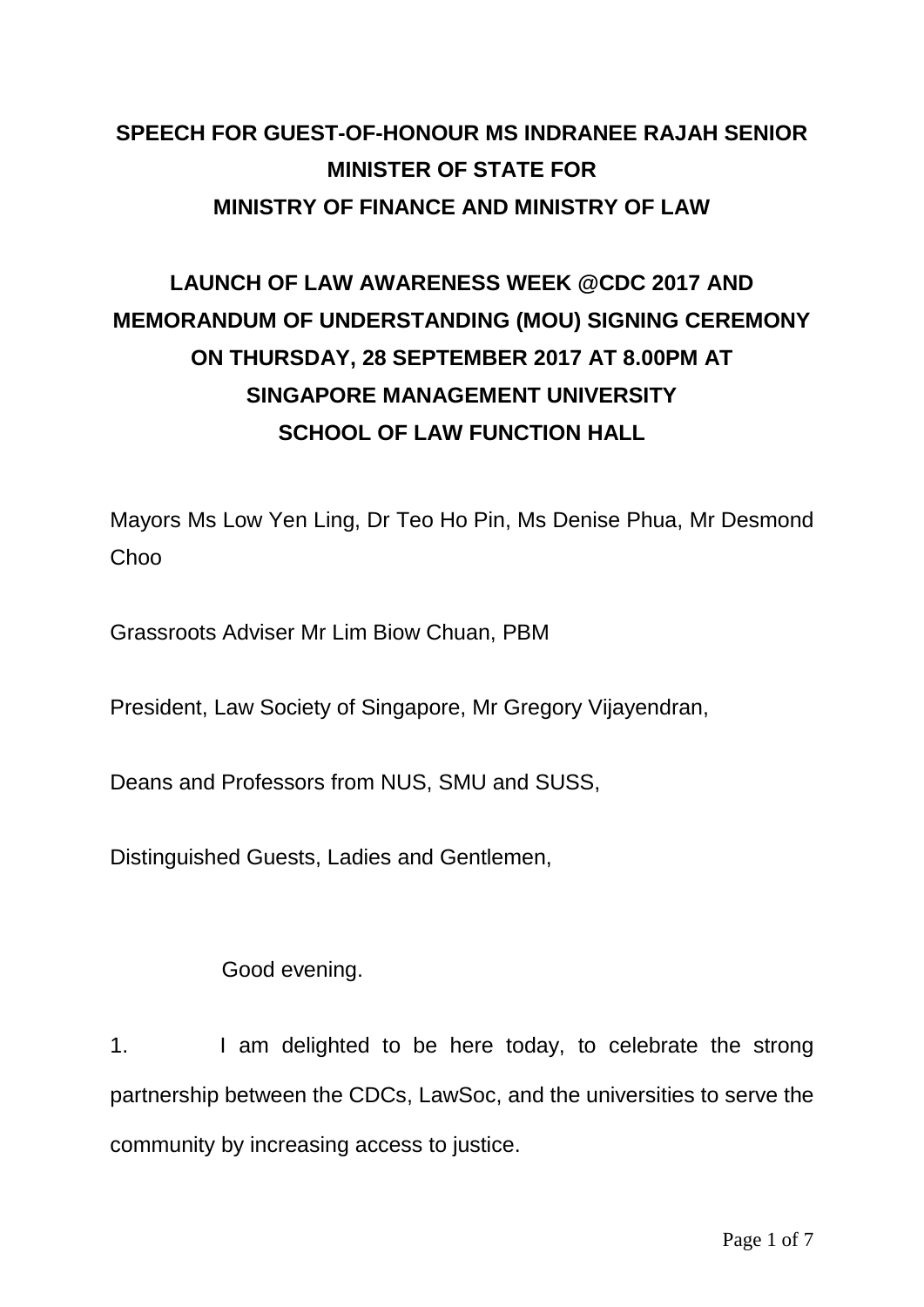# SPEECH FOR GUEST-OF-HONOUR MS INDRANEE RAJAH SENIOR MINISTER OF STATE FOR MINISTRY OF FINANCE AND MINISTRY OF LAW

## LAUNCH OF LAW AWARENESS WEEK @CDC 2017 AND MEMORANDUM OF UNDERSTANDING (MOU) SIGNING CEREMONY ON THURSDAY, 28 SEPTEMBER 2017 AT 8.00PM AT SINGAPORE MANAGEMENT UNIVERSITY SCHOOL OF LAW FUNCTION HALL

Mayors Ms Low Yen Ling, Dr Teo Ho Pin, Ms Denise Phua, Mr Desmond Choo

Grassroots Adviser Mr Lim Biow Chuan, PBM

President, Law Society of Singapore, Mr Gregory Vijayendran,

Deans and Professors from NUS, SMU and SUSS,

Distinguished Guests, Ladies and Gentlemen,

Good evening.

1. I am delighted to be here today, to celebrate the strong partnership between the CDCs, LawSoc, and the universities to serve the community by increasing access to justice.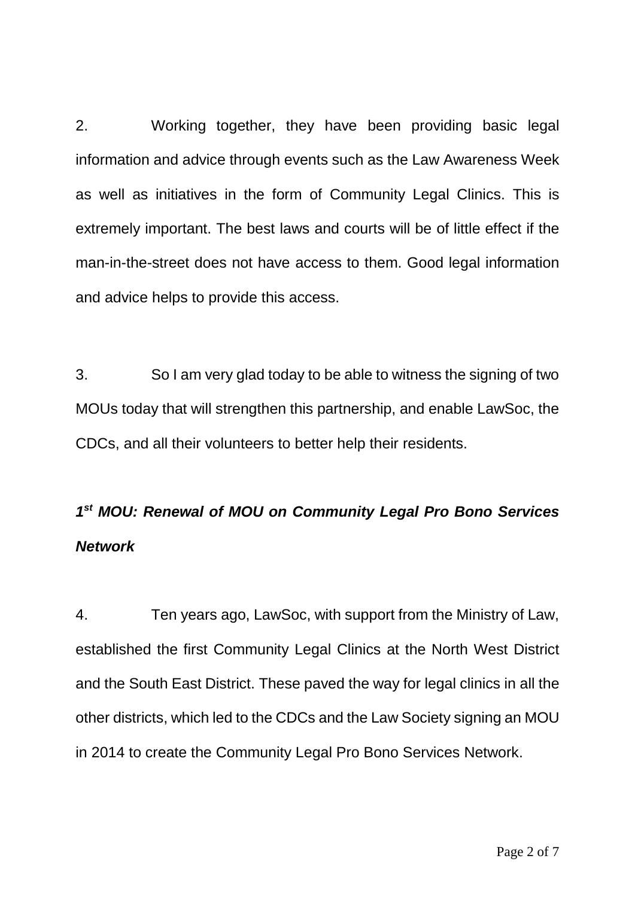2. Working together, they have been providing basic legal information and advice through events such as the Law Awareness Week as well as initiatives in the form of Community Legal Clinics. This is extremely important. The best laws and courts will be of little effect if the man-in-the-street does not have access to them. Good legal information and advice helps to provide this access.

3. So I am very glad today to be able to witness the signing of two MOUs today that will strengthen this partnership, and enable LawSoc, the CDCs, and all their volunteers to better help their residents.

***1st MOU: Renewal of MOU on Community Legal Pro Bono Services Network***

4. Ten years ago, LawSoc, with support from the Ministry of Law, established the first Community Legal Clinics at the North West District and the South East District. These paved the way for legal clinics in all the other districts, which led to the CDCs and the Law Society signing an MOU in 2014 to create the Community Legal Pro Bono Services Network.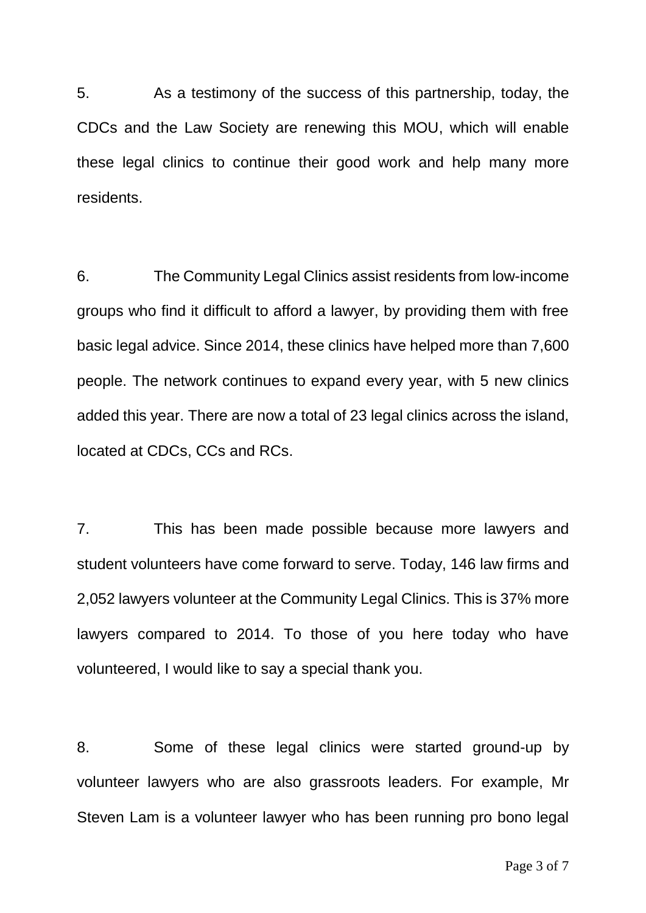5. As a testimony of the success of this partnership, today, the CDCs and the Law Society are renewing this MOU, which will enable these legal clinics to continue their good work and help many more residents.

6. The Community Legal Clinics assist residents from low-income groups who find it difficult to afford a lawyer, by providing them with free basic legal advice. Since 2014, these clinics have helped more than 7,600 people. The network continues to expand every year, with 5 new clinics added this year. There are now a total of 23 legal clinics across the island, located at CDCs, CCs and RCs.

7. This has been made possible because more lawyers and student volunteers have come forward to serve. Today, 146 law firms and 2,052 lawyers volunteer at the Community Legal Clinics. This is 37% more lawyers compared to 2014. To those of you here today who have volunteered, I would like to say a special thank you.

8. Some of these legal clinics were started ground-up by volunteer lawyers who are also grassroots leaders. For example, Mr Steven Lam is a volunteer lawyer who has been running pro bono legal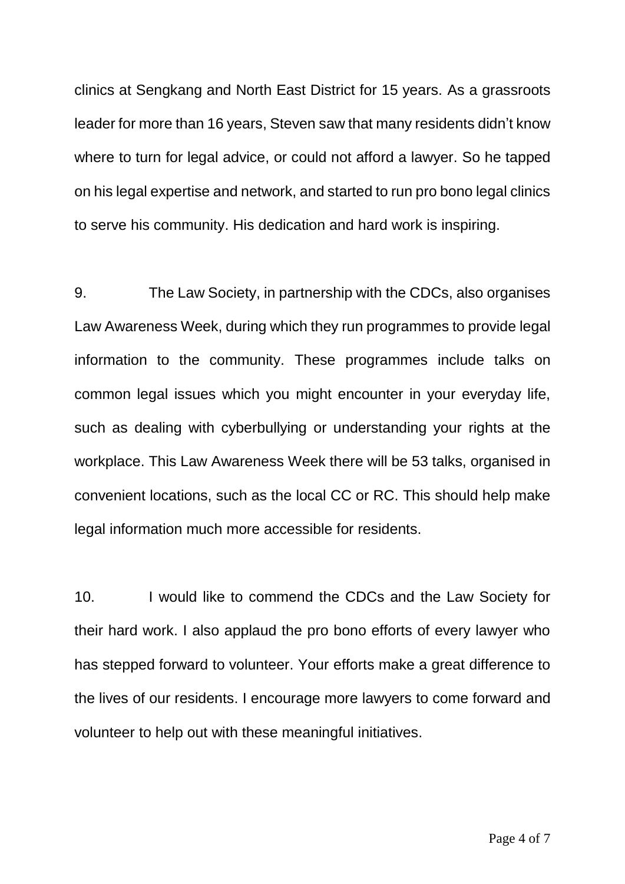clinics at Sengkang and North East District for 15 years. As a grassroots leader for more than 16 years, Steven saw that many residents didn't know where to turn for legal advice, or could not afford a lawyer. So he tapped on his legal expertise and network, and started to run pro bono legal clinics to serve his community. His dedication and hard work is inspiring.

9. The Law Society, in partnership with the CDCs, also organises Law Awareness Week, during which they run programmes to provide legal information to the community. These programmes include talks on common legal issues which you might encounter in your everyday life, such as dealing with cyberbullying or understanding your rights at the workplace. This Law Awareness Week there will be 53 talks, organised in convenient locations, such as the local CC or RC. This should help make legal information much more accessible for residents.

10. I would like to commend the CDCs and the Law Society for their hard work. I also applaud the pro bono efforts of every lawyer who has stepped forward to volunteer. Your efforts make a great difference to the lives of our residents. I encourage more lawyers to come forward and volunteer to help out with these meaningful initiatives.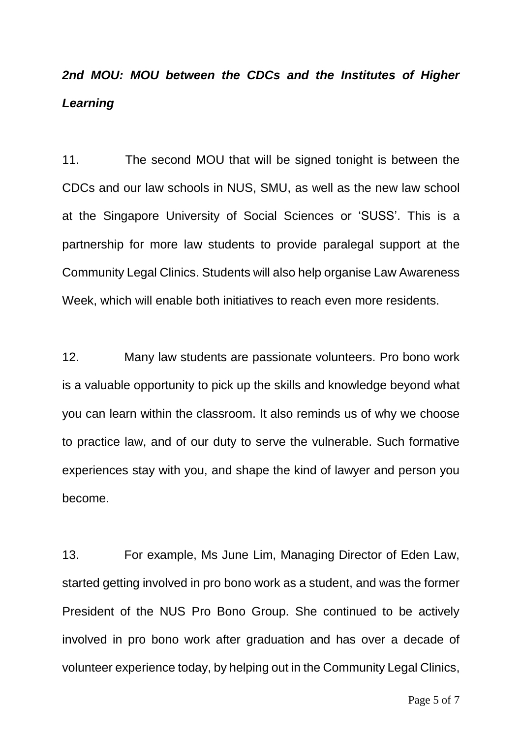***2nd MOU: MOU between the CDCs and the Institutes of Higher Learning***

11. The second MOU that will be signed tonight is between the CDCs and our law schools in NUS, SMU, as well as the new law school at the Singapore University of Social Sciences or 'SUSS'. This is a partnership for more law students to provide paralegal support at the Community Legal Clinics. Students will also help organise Law Awareness Week, which will enable both initiatives to reach even more residents.

12. Many law students are passionate volunteers. Pro bono work is a valuable opportunity to pick up the skills and knowledge beyond what you can learn within the classroom. It also reminds us of why we choose to practice law, and of our duty to serve the vulnerable. Such formative experiences stay with you, and shape the kind of lawyer and person you become.

13. For example, Ms June Lim, Managing Director of Eden Law, started getting involved in pro bono work as a student, and was the former President of the NUS Pro Bono Group. She continued to be actively involved in pro bono work after graduation and has over a decade of volunteer experience today, by helping out in the Community Legal Clinics,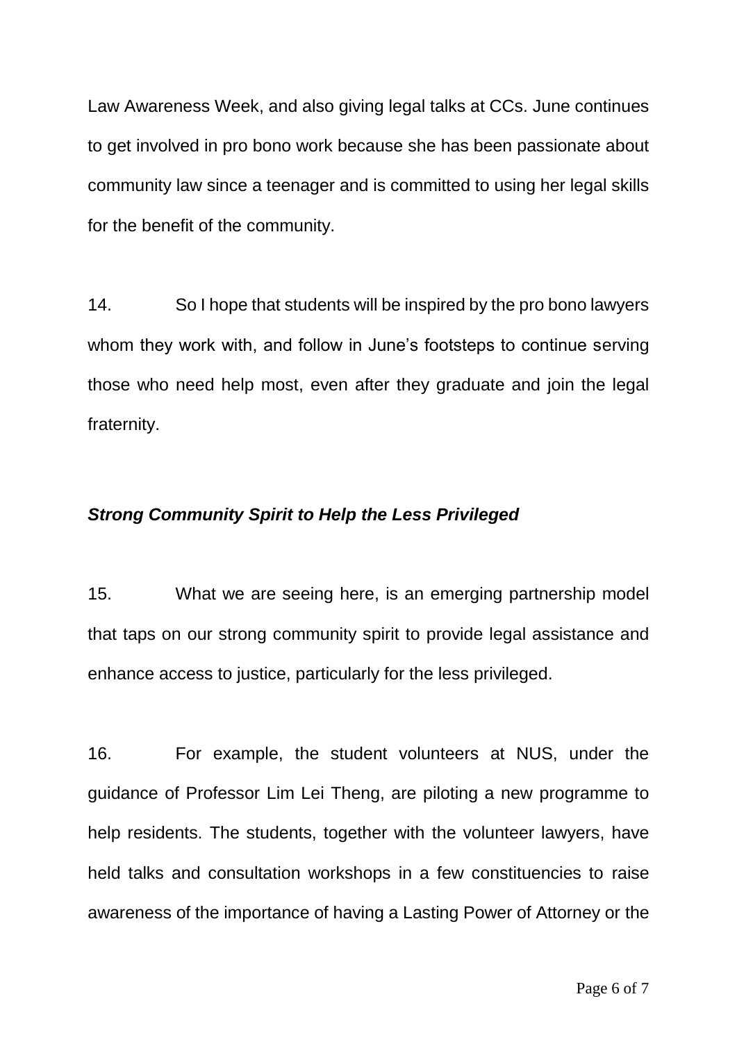Law Awareness Week, and also giving legal talks at CCs. June continues to get involved in pro bono work because she has been passionate about community law since a teenager and is committed to using her legal skills for the benefit of the community.

14. So I hope that students will be inspired by the pro bono lawyers whom they work with, and follow in June's footsteps to continue serving those who need help most, even after they graduate and join the legal fraternity.

***Strong Community Spirit to Help the Less Privileged***

15. What we are seeing here, is an emerging partnership model that taps on our strong community spirit to provide legal assistance and enhance access to justice, particularly for the less privileged.

16. For example, the student volunteers at NUS, under the guidance of Professor Lim Lei Theng, are piloting a new programme to help residents. The students, together with the volunteer lawyers, have held talks and consultation workshops in a few constituencies to raise awareness of the importance of having a Lasting Power of Attorney or the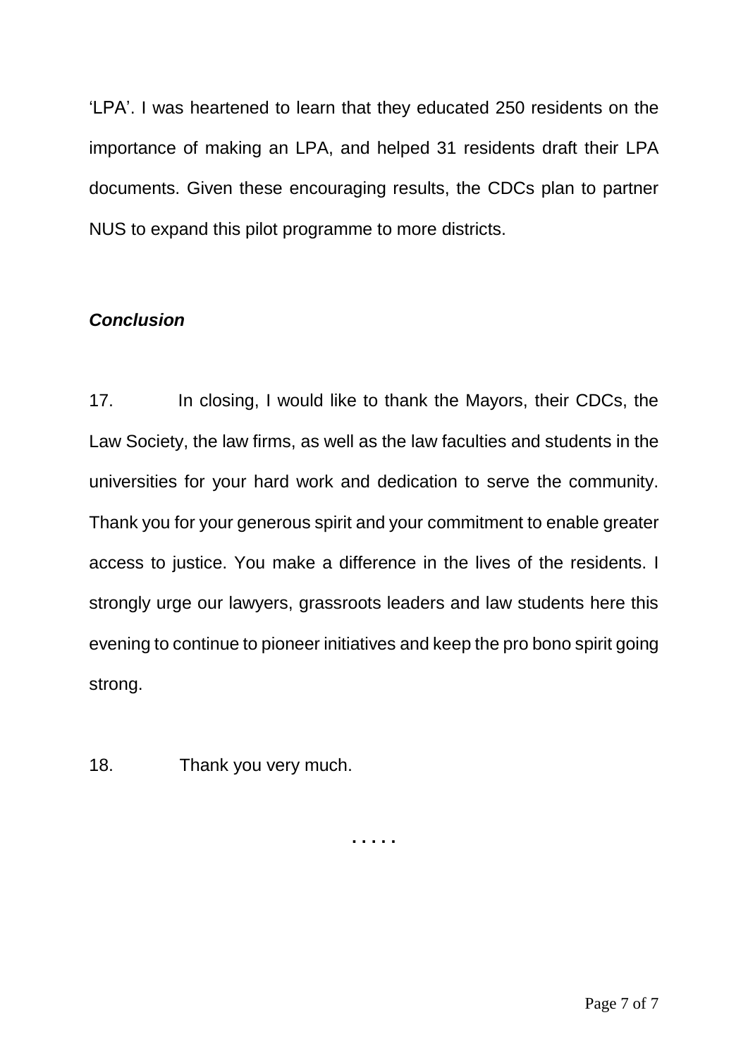'LPA'. I was heartened to learn that they educated 250 residents on the importance of making an LPA, and helped 31 residents draft their LPA documents. Given these encouraging results, the CDCs plan to partner NUS to expand this pilot programme to more districts.

***Conclusion***

17. In closing, I would like to thank the Mayors, their CDCs, the Law Society, the law firms, as well as the law faculties and students in the universities for your hard work and dedication to serve the community. Thank you for your generous spirit and your commitment to enable greater access to justice. You make a difference in the lives of the residents. I strongly urge our lawyers, grassroots leaders and law students here this evening to continue to pioneer initiatives and keep the pro bono spirit going strong.

18. Thank you very much.

.....